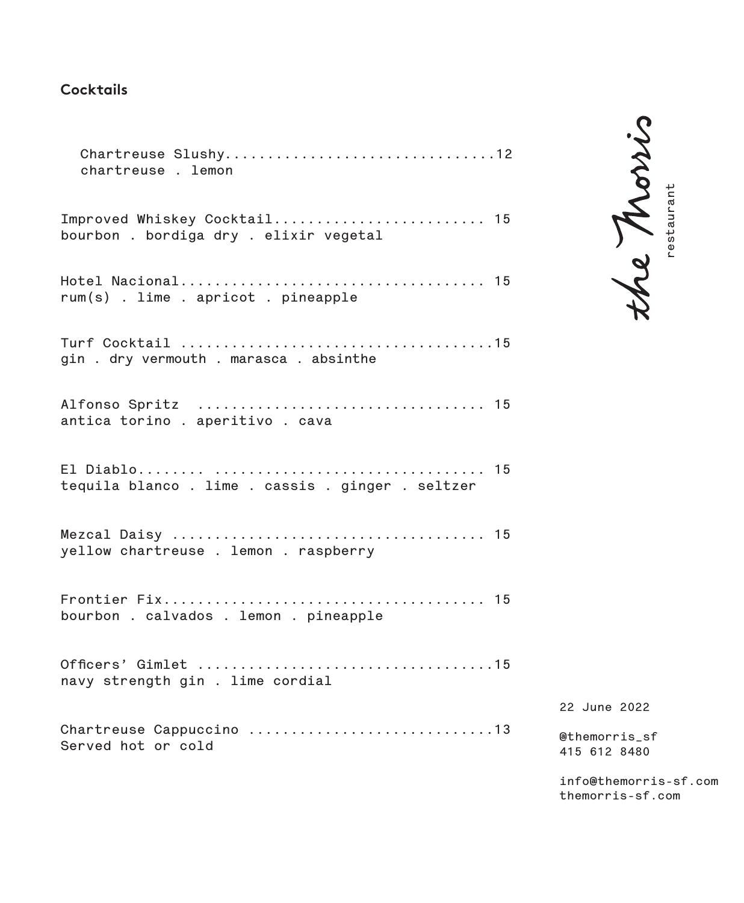## Cocktails

Chartreuse Slushy................................12
chartreuse . lemon

Improved Whiskey Cocktail......................... 15
bourbon . bordiga dry . elixir vegetal

Hotel Nacional.................................... 15
rum(s) . lime . apricot . pineapple

Turf Cocktail ....................................15
gin . dry vermouth . marasca . absinthe

Alfonso Spritz .................................. 15
antica torino . aperitivo . cava

El Diablo........ ............................... 15
tequila blanco . lime . cassis . ginger . seltzer

Mezcal Daisy .................................... 15
yellow chartreuse . lemon . raspberry

Frontier Fix..................................... 15
bourbon . calvados . lemon . pineapple

Officers' Gimlet ..................................15
navy strength gin . lime cordial

Chartreuse Cappuccino ............................13
Served hot or cold

the Morris
restaurant

22 June 2022

@themorris_sf
415 612 8480

info@themorris-sf.com
themorris-sf.com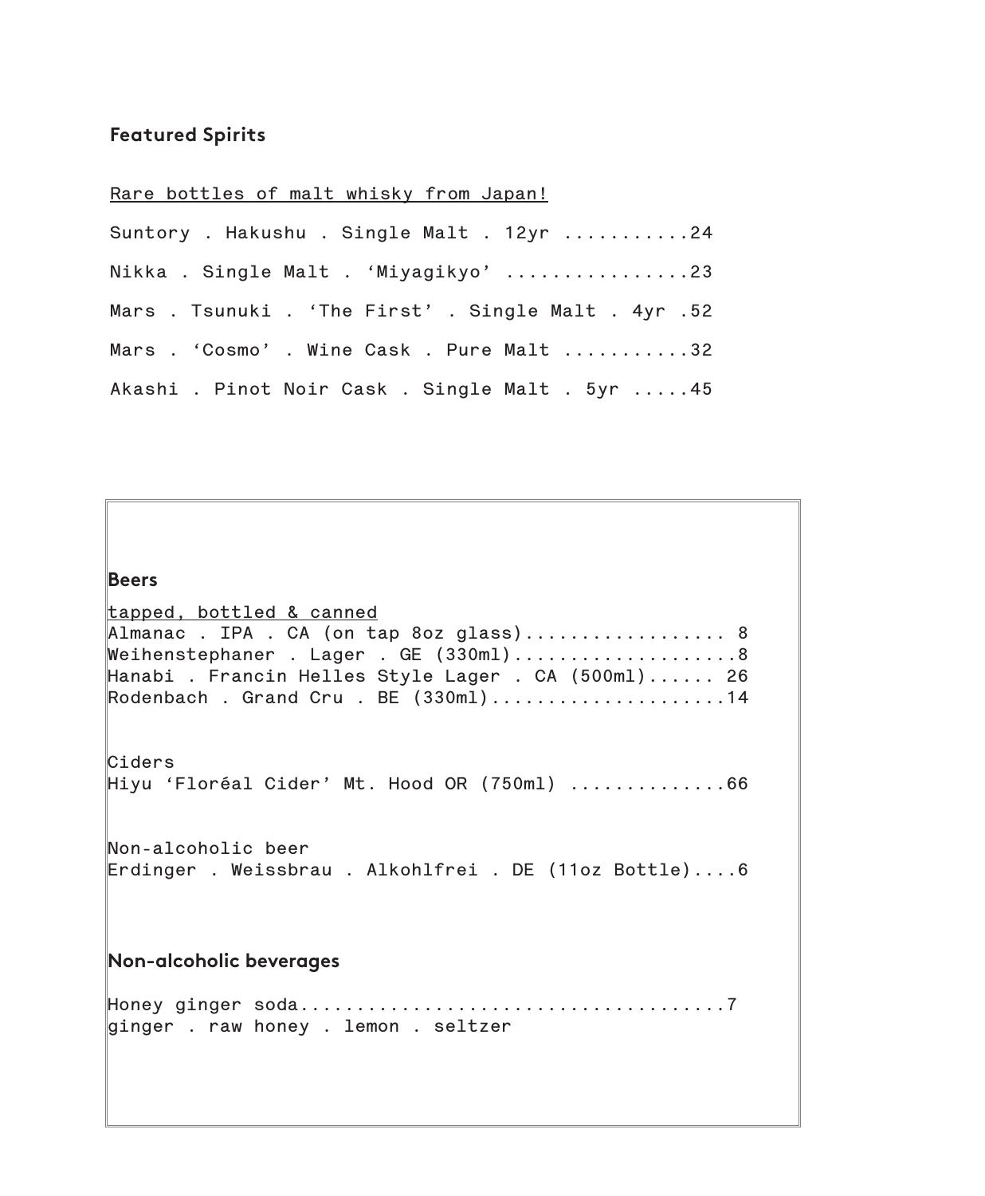## Featured Spirits

Rare bottles of malt whisky from Japan!

Suntory . Hakushu . Single Malt . 12yr ..........24

Nikka . Single Malt . 'Miyagikyo' ...............23

Mars . Tsunuki . 'The First' . Single Malt . 4yr .52

Mars . 'Cosmo' . Wine Cask . Pure Malt ..........32

Akashi . Pinot Noir Cask . Single Malt . 5yr .....45

## Beers

tapped, bottled & canned

Almanac . IPA . CA (on tap 8oz glass).................. 8

Weihenstephaner . Lager . GE (330ml)....................8

Hanabi . Francin Helles Style Lager . CA (500ml)...... 26

Rodenbach . Grand Cru . BE (330ml)....................14

Ciders

Hiyu 'Floréal Cider' Mt. Hood OR (750ml) .............66

Non-alcoholic beer

Erdinger . Weissbrau . Alkohlfrei . DE (11oz Bottle)....6

## Non-alcoholic beverages

Honey ginger soda.....................................7

ginger . raw honey . lemon . seltzer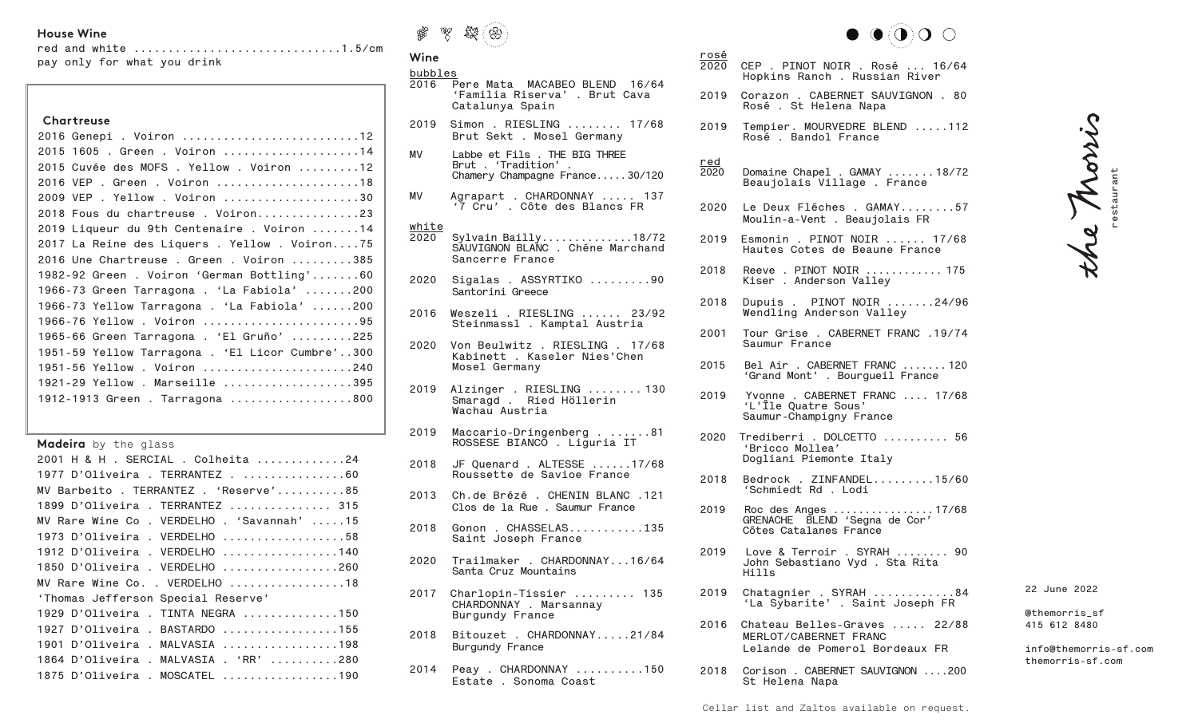## House Wine

red and white ............................1.5/cm
pay only for what you drink

### Chartreuse

2016 Genepi . Voiron ..........................12
2015 1605 . Green . Voiron ....................14
2015 Cuvée des MOFS . Yellow . Voiron .........12
2016 VEP . Green . Voiron .....................18
2009 VEP . Yellow . Voiron ....................30
2018 Fous du chartreuse . Voiron...............23
2019 Liqueur du 9th Centenaire . Voiron .......14
2017 La Reine des Liquers . Yellow . Voiron....75
2016 Une Chartreuse . Green . Voiron .........385
1982-92 Green . Voiron 'German Bottling'.......60
1966-73 Green Tarragona . 'La Fabiola' .......200
1966-73 Yellow Tarragona . 'La Fabiola' ......200
1966-76 Yellow . Voiron .......................95
1965-66 Green Tarragona . 'El Gruño' .........225
1951-59 Yellow Tarragona . 'El Licor Cumbre'..300
1951-56 Yellow . Voiron ......................240
1921-29 Yellow . Marseille ...................395
1912-1913 Green . Tarragona ..................800

### Madeira by the glass

2001 H & H . SERCIAL . Colheita .............24
1977 D'Oliveira . TERRANTEZ ...............60
MV Barbeito . TERRANTEZ . 'Reserve'..........85
1899 D'Oliveira . TERRANTEZ ............... 315
MV Rare Wine Co . VERDELHO . 'Savannah' .....15
1973 D'Oliveira . VERDELHO ..................58
1912 D'Oliveira . VERDELHO .................140
1850 D'Oliveira . VERDELHO .................260
MV Rare Wine Co. . VERDELHO .................18
'Thomas Jefferson Special Reserve'
1929 D'Oliveira . TINTA NEGRA ..............150
1927 D'Oliveira . BASTARDO .................155
1901 D'Oliveira . MALVASIA .................198
1864 D'Oliveira . MALVASIA . 'RR' ..........280
1875 D'Oliveira . MOSCATEL .................190

## Wine

### bubbles

2016 Pere Mata MACABEO BLEND 16/64
'Familia Riserva' . Brut Cava
Catalunya Spain

2019 Simon . RIESLING ........ 17/68
Brut Sekt . Mosel Germany

MV Labbe et Fils . THE BIG THREE
Brut . 'Tradition' .
Chamery Champagne France.....30/120

MV Agrapart . CHARDONNAY ..... 137
'7 Cru' . Côte des Blancs FR

### white

2020 Sylvain Bailly.............18/72
SAUVIGNON BLANC . Chéne Marchand
Sancerre France

2020 Sigalas . ASSYRTIKO .........90
Santorini Greece

2016 Weszeli . RIESLING ...... 23/92
Steinmassl . Kamptal Austria

2020 Von Beulwitz . RIESLING . 17/68
Kabinett . Kaseler Nies'Chen
Mosel Germany

2019 Alzinger . RIESLING ........130
Smaragd . Ried Höllerin
Wachau Austria

2019 Maccario-Dringenberg . ......81
ROSSESE BIANCO . Liguria IT

2018 JF Quenard . ALTESSE ......17/68
Roussette de Savioe France

2013 Ch.de Brézé . CHENIN BLANC .121
Clos de la Rue . Saumur France

2018 Gonon . CHASSELAS...........135
Saint Joseph France

2020 Trailmaker . CHARDONNAY...16/64
Santa Cruz Mountains

2017 Charlopin-Tissier ......... 135
CHARDONNAY . Marsannay
Burgundy France

2018 Bitouzet . CHARDONNAY.....21/84
Burgundy France

2014 Peay . CHARDONNAY ..........150
Estate . Sonoma Coast

### rosé

2020 CEP . PINOT NOIR . Rosé ... 16/64
Hopkins Ranch . Russian River

2019 Corazon . CABERNET SAUVIGNON . 80
Rosé . St Helena Napa

2019 Tempier. MOURVEDRE BLEND .....112
Rosé . Bandol France

### red

2020 Domaine Chapel . GAMAY .......18/72
Beaujolais Village . France

2020 Le Deux Fléches . GAMAY........57
Moulin-a-Vent . Beaujolais FR

2019 Esmonin . PINOT NOIR ...... 17/68
Hautes Cotes de Beaune France

2018 Reeve . PINOT NOIR ............ 175
Kiser . Anderson Valley

2018 Dupuis . PINOT NOIR .......24/96
Wendling Anderson Valley

2001 Tour Grise . CABERNET FRANC .19/74
Saumur France

2015 Bel Air . CABERNET FRANC .......120
'Grand Mont' . Bourgueil France

2019 Yvonne . CABERNET FRANC .... 17/68
'L'Île Quatre Sous'
Saumur-Champigny France

2020 Trediberri . DOLCETTO .......... 56
'Bricco Mollea'
Dogliani Piemonte Italy

2018 Bedrock . ZINFANDEL.........15/60
'Schmiedt Rd . Lodi

2019 Roc des Anges ................17/68
GRENACHE BLEND 'Segna de Cor'
Côtes Catalanes France

2019 Love & Terroir . SYRAH ........ 90
John Sebastiano Vyd . Sta Rita
Hills

2019 Chatagnier . SYRAH ............84
'La Sybarite' . Saint Joseph FR

2016 Chateau Belles-Graves ..... 22/88
MERLOT/CABERNET FRANC
Lelande de Pomerol Bordeaux FR

2018 Corison . CABERNET SAUVIGNON ....200
St Helena Napa

Cellar list and Zaltos available on request.

the Morris restaurant

22 June 2022

@themorris_sf
415 612 8480

info@themorris-sf.com
themorris-sf.com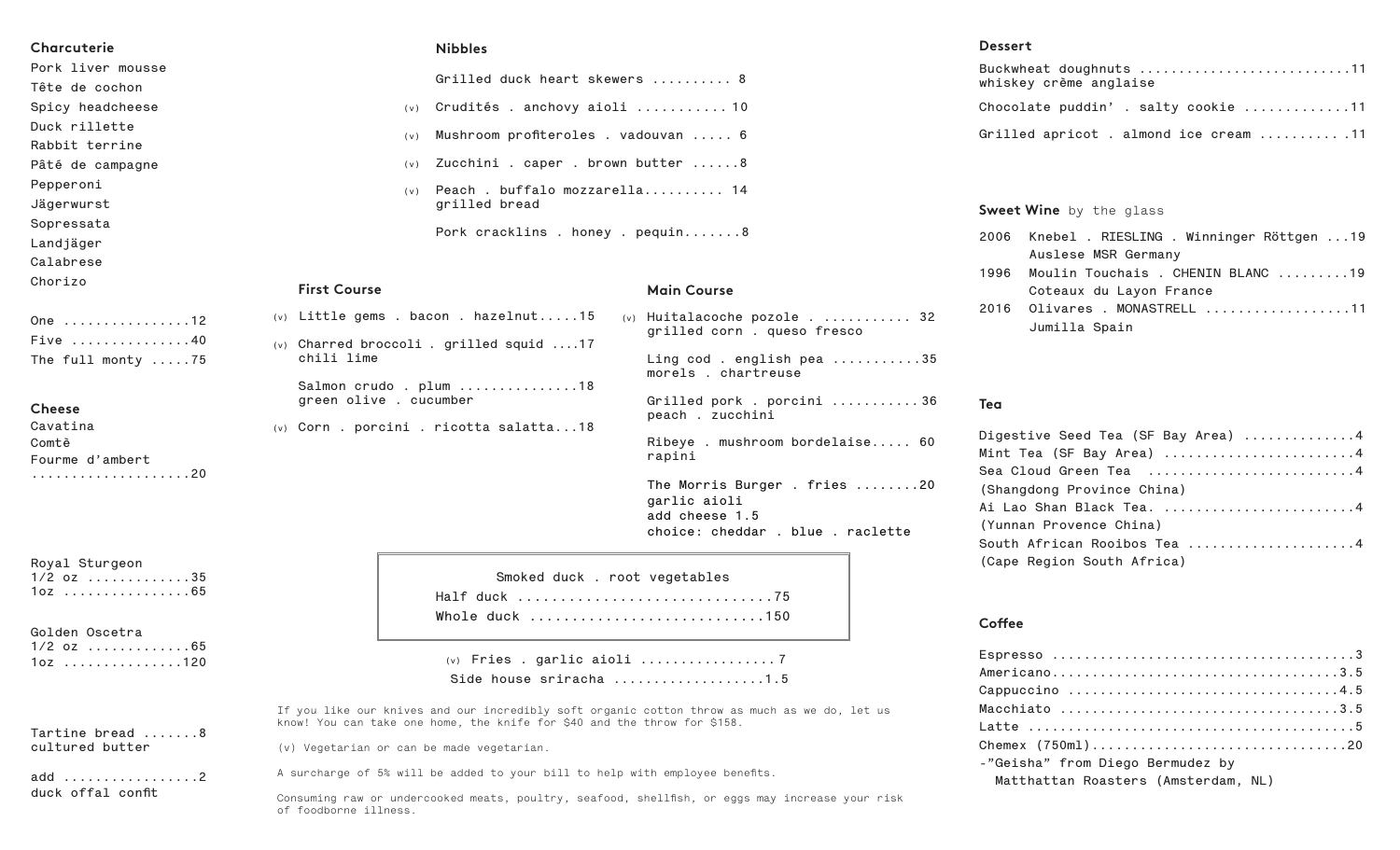## Charcuterie

Pork liver mousse
Tête de cochon
Spicy headcheese
Duck rillette
Rabbit terrine
Pâté de campagne
Pepperoni
Jägerwurst
Sopressata
Landjäger
Calabrese
Chorizo

One ................12
Five ...............40
The full monty .....75

## Cheese

Cavatina
Comtē
Fourme d'ambert
....................20

Royal Sturgeon
1/2 oz .............35
1oz ................65

Golden Oscetra
1/2 oz .............65
1oz ...............120

Tartine bread .......8
cultured butter

add .................2
duck offal confit

## Nibbles

Grilled duck heart skewers .......... 8

(v) Crudités . anchovy aioli ........... 10

(v) Mushroom profiteroles . vadouvan ..... 6

(v) Zucchini . caper . brown butter ......8

(v) Peach . buffalo mozzarella.......... 14
grilled bread

Pork cracklins . honey . pequin.......8

## First Course

(v) Little gems . bacon . hazelnut.....15

(v) Charred broccoli . grilled squid ....17
chili lime

Salmon crudo . plum ...............18
green olive . cucumber

(v) Corn . porcini . ricotta salatta...18

## Main Course

(v) Huitalacoche pozole . ........... 32
grilled corn . queso fresco

Ling cod . english pea ...........35
morels . chartreuse

Grilled pork . porcini ...........36
peach . zucchini

Ribeye . mushroom bordelaise..... 60
rapini

The Morris Burger . fries ........20
garlic aioli
add cheese 1.5
choice: cheddar . blue . raclette

Smoked duck . root vegetables
Half duck ..............................75
Whole duck ............................150

(v) Fries . garlic aioli .................7
Side house sriracha ...................1.5

If you like our knives and our incredibly soft organic cotton throw as much as we do, let us know! You can take one home, the knife for $40 and the throw for $158.

(v) Vegetarian or can be made vegetarian.

A surcharge of 5% will be added to your bill to help with employee benefits.

Consuming raw or undercooked meats, poultry, seafood, shellfish, or eggs may increase your risk of foodborne illness.

## Dessert

Buckwheat doughnuts ...........................11
whiskey crème anglaise

Chocolate puddin' . salty cookie .............11

Grilled apricot . almond ice cream .......... .11

## Sweet Wine by the glass

2006 Knebel . RIESLING . Winninger Röttgen ...19
Auslese MSR Germany

1996 Moulin Touchais . CHENIN BLANC .........19
Coteaux du Layon France

2016 Olivares . MONASTRELL ..................11
Jumilla Spain

## Tea

Digestive Seed Tea (SF Bay Area) ..............4
Mint Tea (SF Bay Area) ........................4
Sea Cloud Green Tea ..........................4
(Shangdong Province China)
Ai Lao Shan Black Tea. ........................4
(Yunnan Provence China)
South African Rooibos Tea .....................4
(Cape Region South Africa)

## Coffee

Espresso ......................................3
Americano....................................3.5
Cappuccino ..................................4.5
Macchiato ...................................3.5
Latte .........................................5
Chemex (750ml)................................20
-"Geisha" from Diego Bermudez by
Matthattan Roasters (Amsterdam, NL)